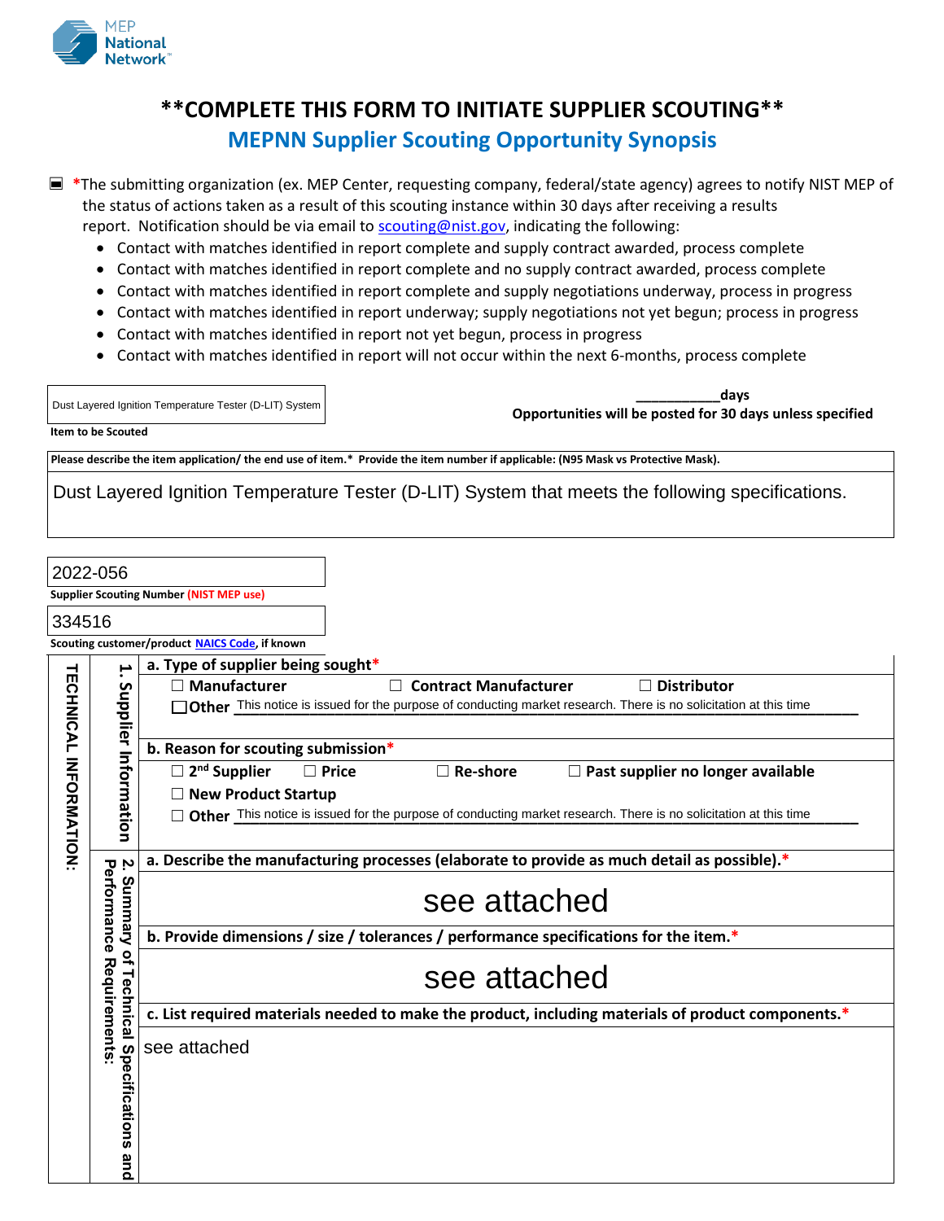MEP National Network

# **COMPLETE THIS FORM TO INITIATE SUPPLIER SCOUTING**

## MEPNN Supplier Scouting Opportunity Synopsis

☒ *The submitting organization (ex. MEP Center, requesting company, federal/state agency) agrees to notify NIST MEP of the status of actions taken as a result of this scouting instance within 30 days after receiving a results report. Notification should be via email to scouting@nist.gov, indicating the following:

- Contact with matches identified in report complete and supply contract awarded, process complete
- Contact with matches identified in report complete and no supply contract awarded, process complete
- Contact with matches identified in report complete and supply negotiations underway, process in progress
- Contact with matches identified in report underway; supply negotiations not yet begun; process in progress
- Contact with matches identified in report not yet begun, process in progress
- Contact with matches identified in report will not occur within the next 6-months, process complete

**Item to be Scouted:** Dust Layered Ignition Temperature Tester (D-LIT) System

__________days
**Opportunities will be posted for 30 days unless specified**

**Please describe the item application/ the end use of item.* Provide the item number if applicable: (N95 Mask vs Protective Mask).**

Dust Layered Ignition Temperature Tester (D-LIT) System that meets the following specifications.

**Supplier Scouting Number (NIST MEP use):** 2022-056

**Scouting customer/product NAICS Code, if known:** 334516

## TECHNICAL INFORMATION:

### 1. Supplier Information

**a. Type of supplier being sought***

☐ Manufacturer ☐ Contract Manufacturer ☐ Distributor
☐ Other This notice is issued for the purpose of conducting market research. There is no solicitation at this time

**b. Reason for scouting submission***

☐ 2nd Supplier ☐ Price ☐ Re-shore ☐ Past supplier no longer available
☐ New Product Startup
☐ Other This notice is issued for the purpose of conducting market research. There is no solicitation at this time

### 2. Summary of Technical Specifications and Performance Requirements:

**a. Describe the manufacturing processes (elaborate to provide as much detail as possible).***

see attached

**b. Provide dimensions / size / tolerances / performance specifications for the item.***

see attached

**c. List required materials needed to make the product, including materials of product components.***

see attached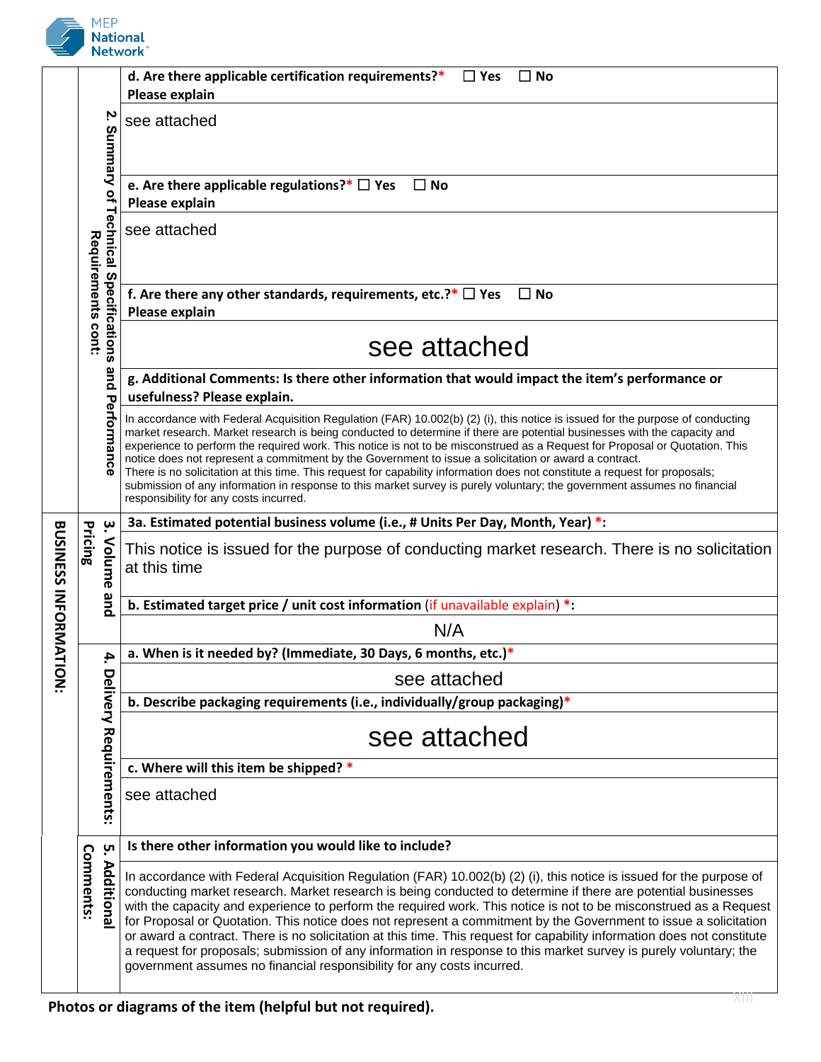**BUSINESS INFORMATION:**

**2. Summary of Technical Specifications and Performance Requirements cont:**

**d. Are there applicable certification requirements?*** ☐ Yes ☐ No
**Please explain**

see attached

**e. Are there applicable regulations?*** ☐ Yes ☐ No
**Please explain**

see attached

**f. Are there any other standards, requirements, etc.?*** ☐ Yes ☐ No
**Please explain**

see attached

**g. Additional Comments: Is there other information that would impact the item's performance or usefulness? Please explain.**

In accordance with Federal Acquisition Regulation (FAR) 10.002(b) (2) (i), this notice is issued for the purpose of conducting market research. Market research is being conducted to determine if there are potential businesses with the capacity and experience to perform the required work. This notice is not to be misconstrued as a Request for Proposal or Quotation. This notice does not represent a commitment by the Government to issue a solicitation or award a contract.
There is no solicitation at this time. This request for capability information does not constitute a request for proposals; submission of any information in response to this market survey is purely voluntary; the government assumes no financial responsibility for any costs incurred.

**3. Volume and Pricing**

**3a. Estimated potential business volume (i.e., # Units Per Day, Month, Year) *:**

This notice is issued for the purpose of conducting market research. There is no solicitation at this time

**b. Estimated target price / unit cost information (if unavailable explain) *:**

N/A

**4. Delivery Requirements:**

**a. When is it needed by? (Immediate, 30 Days, 6 months, etc.)***

see attached

**b. Describe packaging requirements (i.e., individually/group packaging)***

see attached

**c. Where will this item be shipped? ***

see attached

**5. Additional Comments:**

**Is there other information you would like to include?**

In accordance with Federal Acquisition Regulation (FAR) 10.002(b) (2) (i), this notice is issued for the purpose of conducting market research. Market research is being conducted to determine if there are potential businesses with the capacity and experience to perform the required work. This notice is not to be misconstrued as a Request for Proposal or Quotation. This notice does not represent a commitment by the Government to issue a solicitation or award a contract. There is no solicitation at this time. This request for capability information does not constitute a request for proposals; submission of any information in response to this market survey is purely voluntary; the government assumes no financial responsibility for any costs incurred.

**Photos or diagrams of the item (helpful but not required).**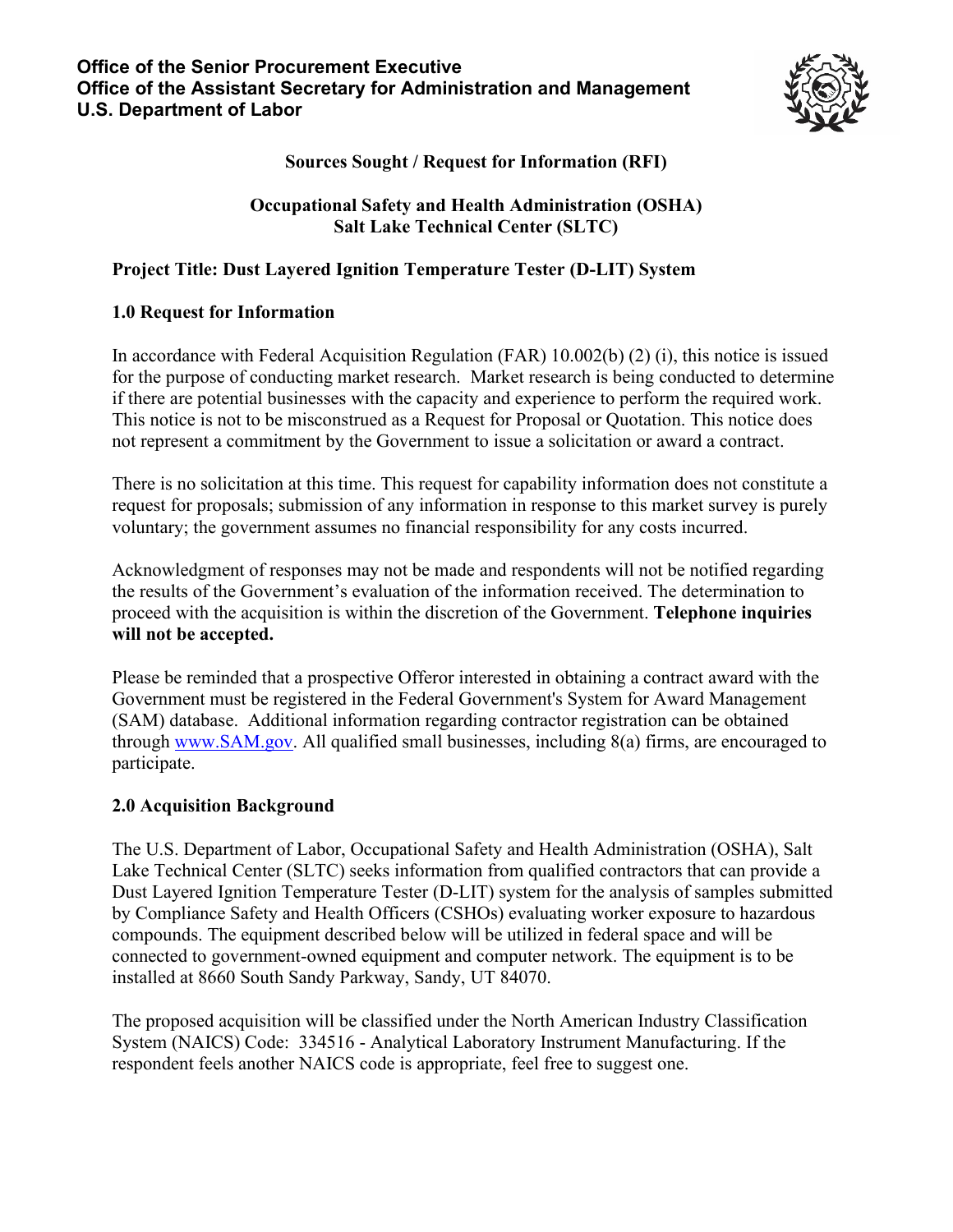**Office of the Senior Procurement Executive**
**Office of the Assistant Secretary for Administration and Management**
**U.S. Department of Labor**

**Sources Sought / Request for Information (RFI)**

**Occupational Safety and Health Administration (OSHA)**
**Salt Lake Technical Center (SLTC)**

**Project Title: Dust Layered Ignition Temperature Tester (D-LIT) System**

## 1.0 Request for Information

In accordance with Federal Acquisition Regulation (FAR) 10.002(b) (2) (i), this notice is issued for the purpose of conducting market research. Market research is being conducted to determine if there are potential businesses with the capacity and experience to perform the required work. This notice is not to be misconstrued as a Request for Proposal or Quotation. This notice does not represent a commitment by the Government to issue a solicitation or award a contract.

There is no solicitation at this time. This request for capability information does not constitute a request for proposals; submission of any information in response to this market survey is purely voluntary; the government assumes no financial responsibility for any costs incurred.

Acknowledgment of responses may not be made and respondents will not be notified regarding the results of the Government's evaluation of the information received. The determination to proceed with the acquisition is within the discretion of the Government. **Telephone inquiries will not be accepted.**

Please be reminded that a prospective Offeror interested in obtaining a contract award with the Government must be registered in the Federal Government's System for Award Management (SAM) database. Additional information regarding contractor registration can be obtained through [www.SAM.gov](www.SAM.gov). All qualified small businesses, including 8(a) firms, are encouraged to participate.

## 2.0 Acquisition Background

The U.S. Department of Labor, Occupational Safety and Health Administration (OSHA), Salt Lake Technical Center (SLTC) seeks information from qualified contractors that can provide a Dust Layered Ignition Temperature Tester (D-LIT) system for the analysis of samples submitted by Compliance Safety and Health Officers (CSHOs) evaluating worker exposure to hazardous compounds. The equipment described below will be utilized in federal space and will be connected to government-owned equipment and computer network. The equipment is to be installed at 8660 South Sandy Parkway, Sandy, UT 84070.

The proposed acquisition will be classified under the North American Industry Classification System (NAICS) Code: 334516 - Analytical Laboratory Instrument Manufacturing. If the respondent feels another NAICS code is appropriate, feel free to suggest one.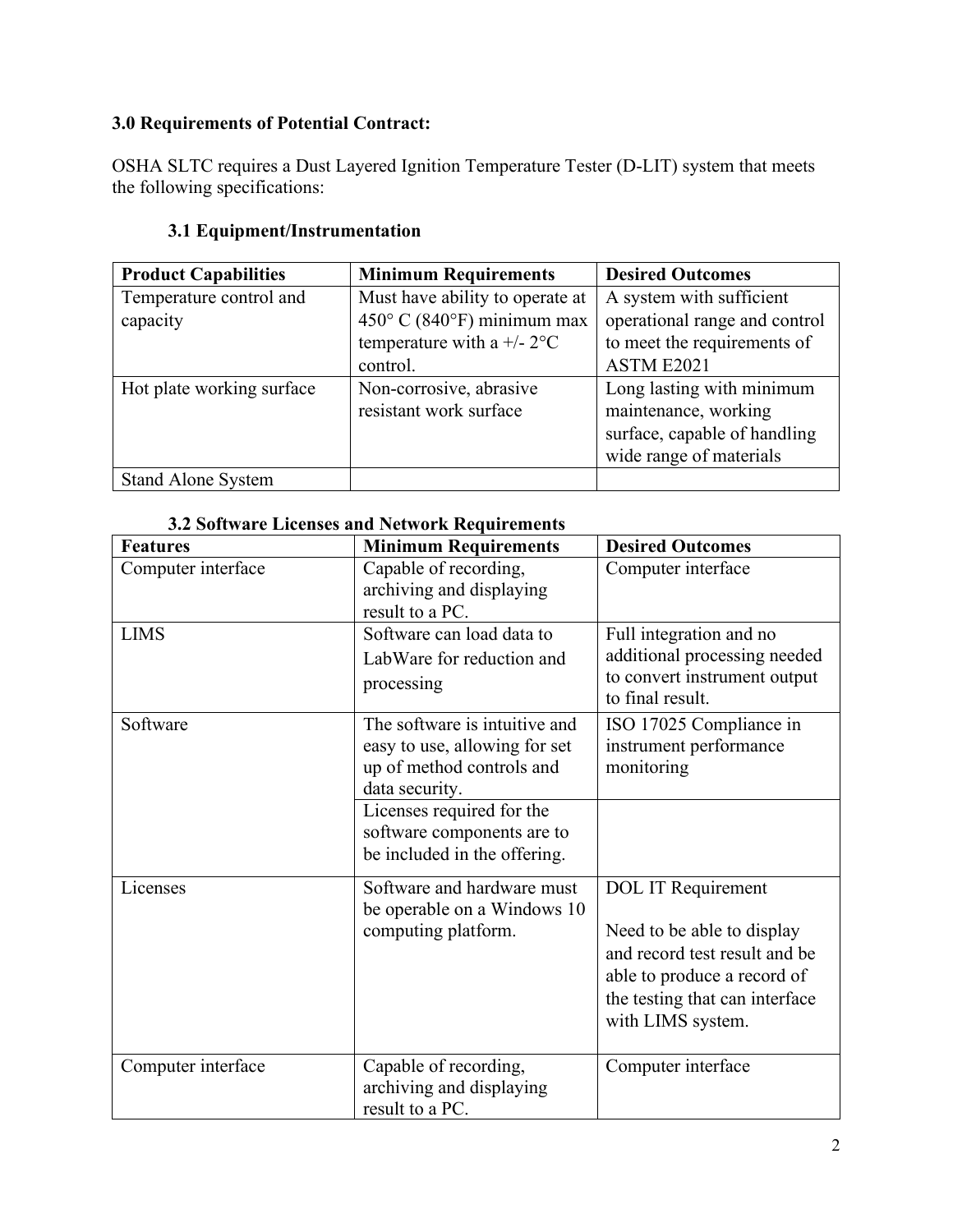### 3.0 Requirements of Potential Contract:

OSHA SLTC requires a Dust Layered Ignition Temperature Tester (D-LIT) system that meets the following specifications:

#### 3.1 Equipment/Instrumentation

| Product Capabilities | Minimum Requirements | Desired Outcomes |
|---|---|---|
| Temperature control and capacity | Must have ability to operate at 450° C (840°F) minimum max temperature with a +/- 2°C control. | A system with sufficient operational range and control to meet the requirements of ASTM E2021 |
| Hot plate working surface | Non-corrosive, abrasive resistant work surface | Long lasting with minimum maintenance, working surface, capable of handling wide range of materials |
| Stand Alone System | | |

#### 3.2 Software Licenses and Network Requirements

| Features | Minimum Requirements | Desired Outcomes |
|---|---|---|
| Computer interface | Capable of recording, archiving and displaying result to a PC. | Computer interface |
| LIMS | Software can load data to LabWare for reduction and processing | Full integration and no additional processing needed to convert instrument output to final result. |
| Software | The software is intuitive and easy to use, allowing for set up of method controls and data security. | ISO 17025 Compliance in instrument performance monitoring |
| | Licenses required for the software components are to be included in the offering. | |
| Licenses | Software and hardware must be operable on a Windows 10 computing platform. | DOL IT Requirement<br><br>Need to be able to display and record test result and be able to produce a record of the testing that can interface with LIMS system. |
| Computer interface | Capable of recording, archiving and displaying result to a PC. | Computer interface |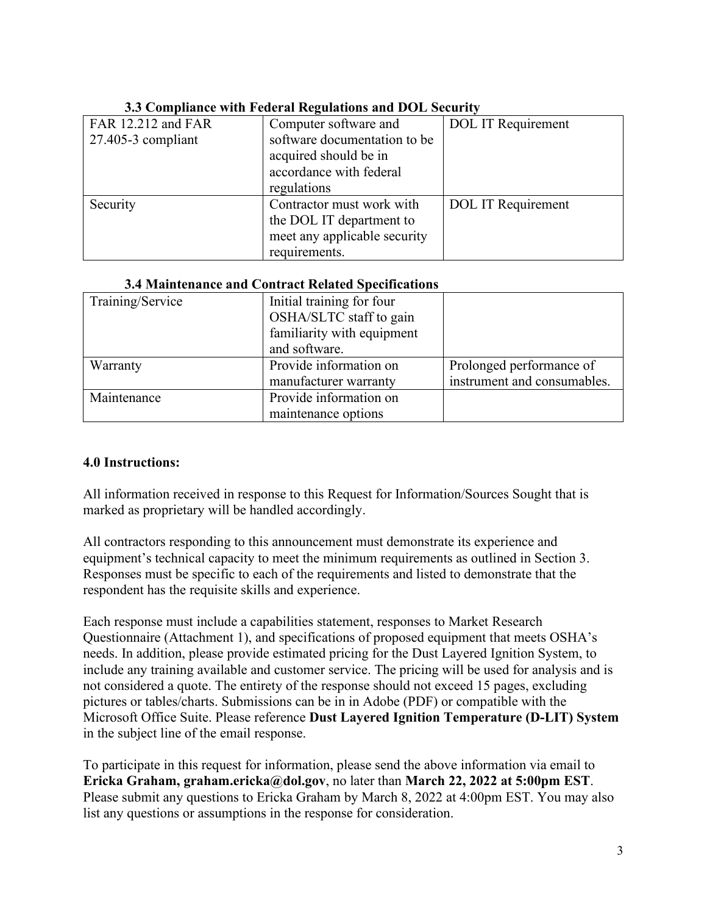### 3.3 Compliance with Federal Regulations and DOL Security

| | | |
|---|---|---|
| FAR 12.212 and FAR 27.405-3 compliant | Computer software and software documentation to be acquired should be in accordance with federal regulations | DOL IT Requirement |
| Security | Contractor must work with the DOL IT department to meet any applicable security requirements. | DOL IT Requirement |

### 3.4 Maintenance and Contract Related Specifications

| | | |
|---|---|---|
| Training/Service | Initial training for four OSHA/SLTC staff to gain familiarity with equipment and software. | |
| Warranty | Provide information on manufacturer warranty | Prolonged performance of instrument and consumables. |
| Maintenance | Provide information on maintenance options | |

## 4.0 Instructions:

All information received in response to this Request for Information/Sources Sought that is marked as proprietary will be handled accordingly.

All contractors responding to this announcement must demonstrate its experience and equipment's technical capacity to meet the minimum requirements as outlined in Section 3. Responses must be specific to each of the requirements and listed to demonstrate that the respondent has the requisite skills and experience.

Each response must include a capabilities statement, responses to Market Research Questionnaire (Attachment 1), and specifications of proposed equipment that meets OSHA's needs. In addition, please provide estimated pricing for the Dust Layered Ignition System, to include any training available and customer service. The pricing will be used for analysis and is not considered a quote. The entirety of the response should not exceed 15 pages, excluding pictures or tables/charts. Submissions can be in in Adobe (PDF) or compatible with the Microsoft Office Suite. Please reference **Dust Layered Ignition Temperature (D-LIT) System** in the subject line of the email response.

To participate in this request for information, please send the above information via email to **Ericka Graham, graham.ericka@dol.gov**, no later than **March 22, 2022 at 5:00pm EST**. Please submit any questions to Ericka Graham by March 8, 2022 at 4:00pm EST. You may also list any questions or assumptions in the response for consideration.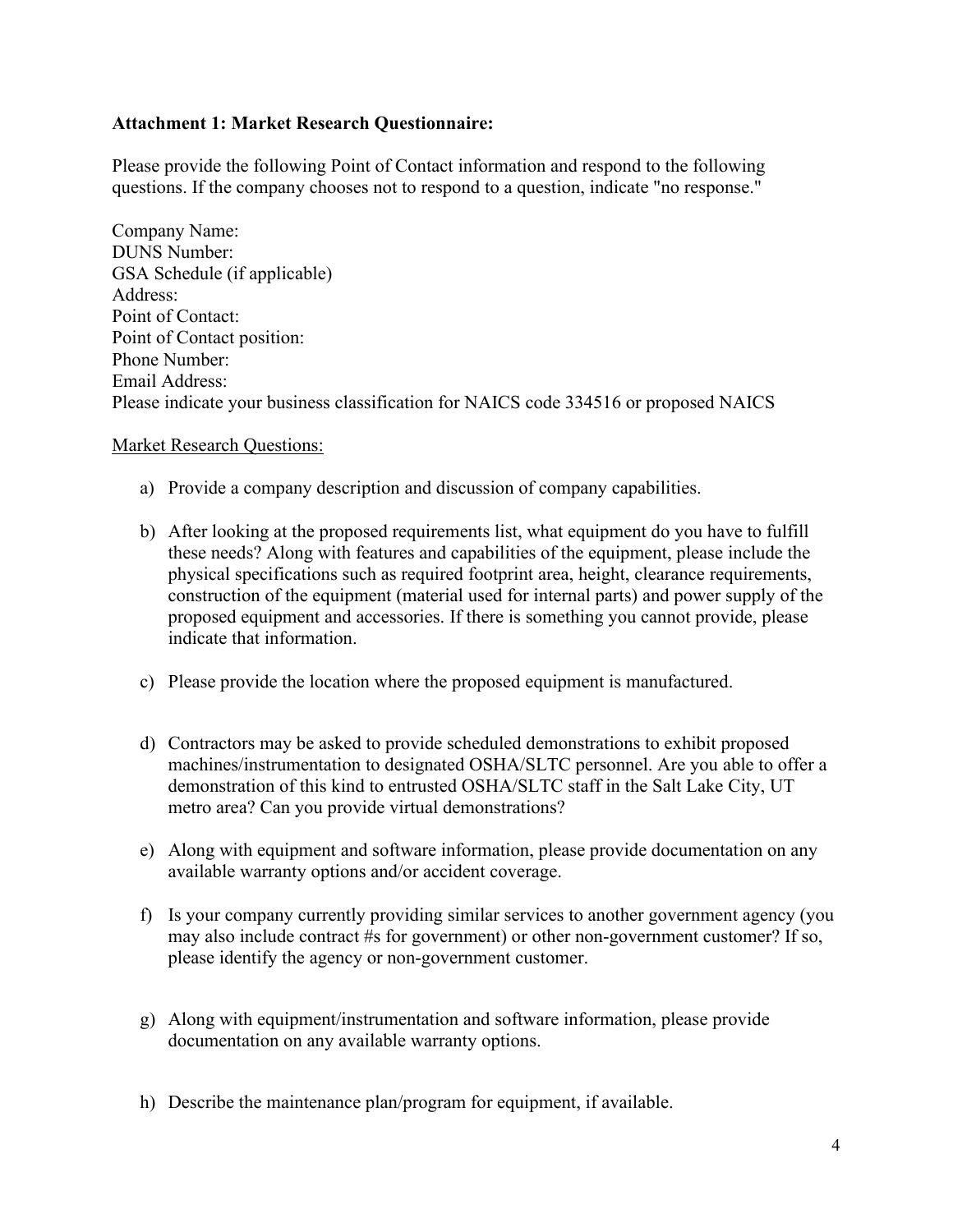**Attachment 1: Market Research Questionnaire:**

Please provide the following Point of Contact information and respond to the following questions. If the company chooses not to respond to a question, indicate "no response."

Company Name:
DUNS Number:
GSA Schedule (if applicable)
Address:
Point of Contact:
Point of Contact position:
Phone Number:
Email Address:
Please indicate your business classification for NAICS code 334516 or proposed NAICS

<u>Market Research Questions:</u>

a) Provide a company description and discussion of company capabilities.

b) After looking at the proposed requirements list, what equipment do you have to fulfill these needs? Along with features and capabilities of the equipment, please include the physical specifications such as required footprint area, height, clearance requirements, construction of the equipment (material used for internal parts) and power supply of the proposed equipment and accessories. If there is something you cannot provide, please indicate that information.

c) Please provide the location where the proposed equipment is manufactured.

d) Contractors may be asked to provide scheduled demonstrations to exhibit proposed machines/instrumentation to designated OSHA/SLTC personnel. Are you able to offer a demonstration of this kind to entrusted OSHA/SLTC staff in the Salt Lake City, UT metro area? Can you provide virtual demonstrations?

e) Along with equipment and software information, please provide documentation on any available warranty options and/or accident coverage.

f) Is your company currently providing similar services to another government agency (you may also include contract #s for government) or other non-government customer? If so, please identify the agency or non-government customer.

g) Along with equipment/instrumentation and software information, please provide documentation on any available warranty options.

h) Describe the maintenance plan/program for equipment, if available.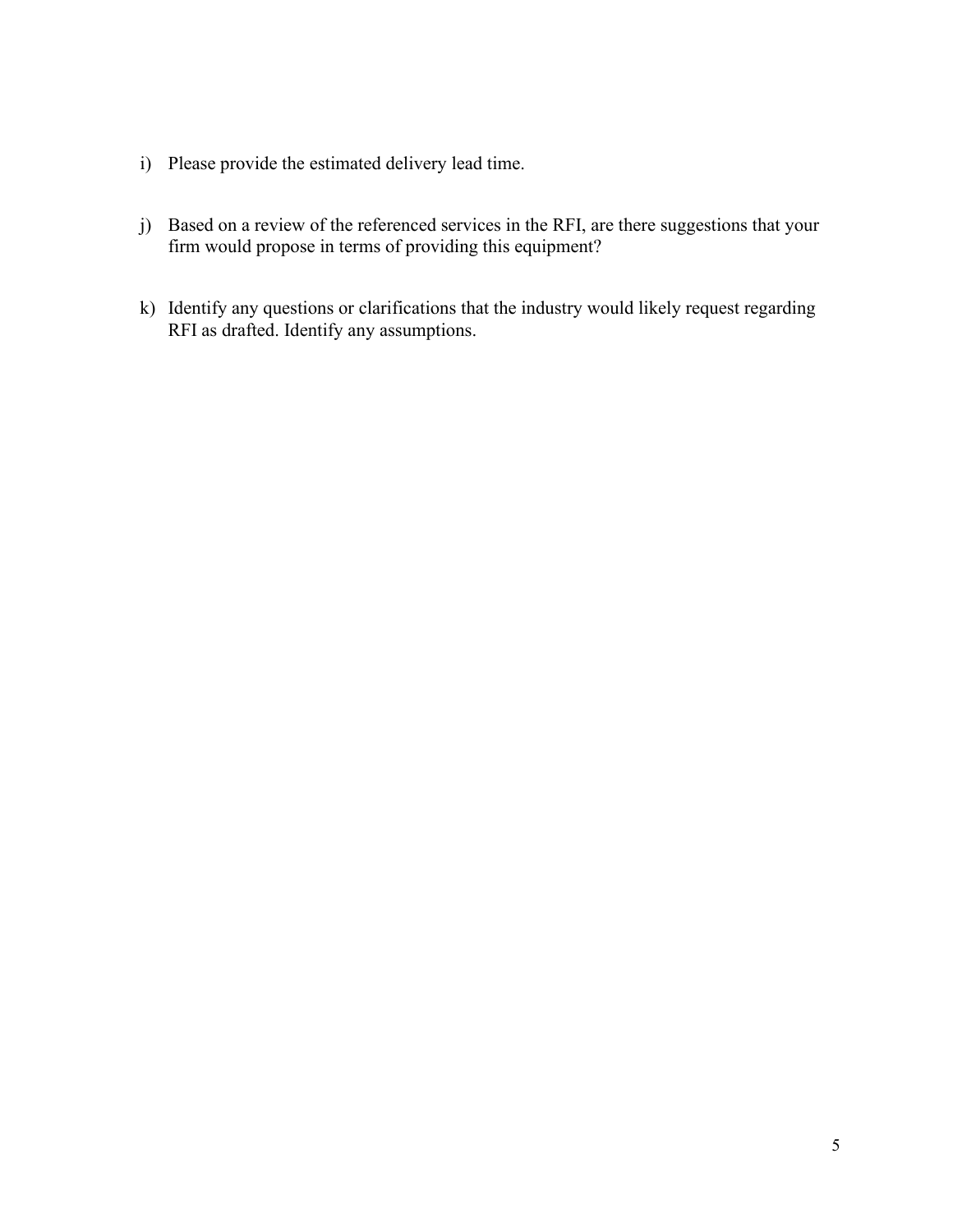i) Please provide the estimated delivery lead time.

j) Based on a review of the referenced services in the RFI, are there suggestions that your firm would propose in terms of providing this equipment?

k) Identify any questions or clarifications that the industry would likely request regarding RFI as drafted. Identify any assumptions.